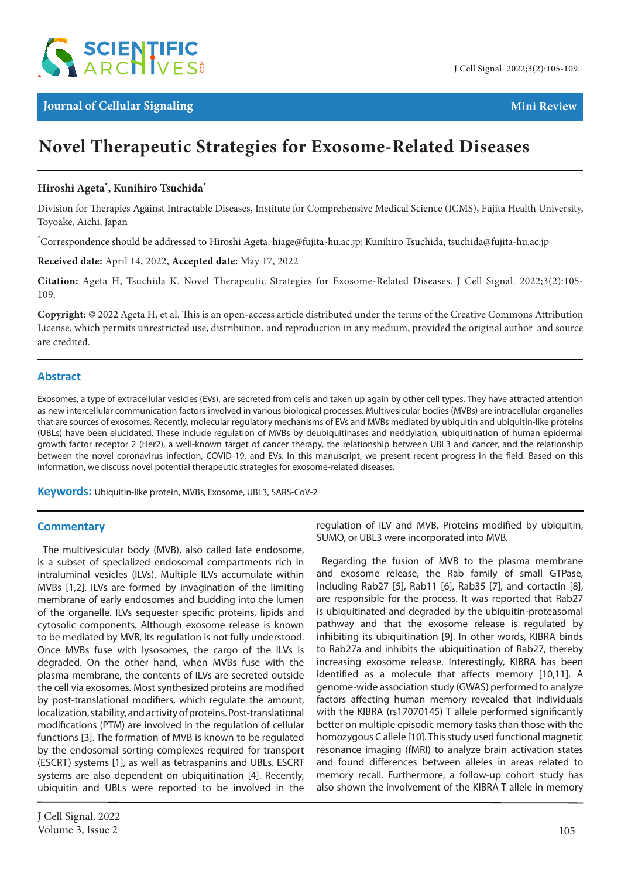Journal of Cellular Signaling — Mini Review

# Novel Therapeutic Strategies for Exosome-Related Diseases

**Hiroshi Ageta*, Kunihiro Tsuchida***

Division for Therapies Against Intractable Diseases, Institute for Comprehensive Medical Science (ICMS), Fujita Health University, Toyoake, Aichi, Japan

*Correspondence should be addressed to Hiroshi Ageta, hiage@fujita-hu.ac.jp; Kunihiro Tsuchida, tsuchida@fujita-hu.ac.jp

**Received date:** April 14, 2022, **Accepted date:** May 17, 2022

**Citation:** Ageta H, Tsuchida K. Novel Therapeutic Strategies for Exosome-Related Diseases. J Cell Signal. 2022;3(2):105-109.

**Copyright:** © 2022 Ageta H, et al. This is an open-access article distributed under the terms of the Creative Commons Attribution License, which permits unrestricted use, distribution, and reproduction in any medium, provided the original author and source are credited.

## Abstract

Exosomes, a type of extracellular vesicles (EVs), are secreted from cells and taken up again by other cell types. They have attracted attention as new intercellular communication factors involved in various biological processes. Multivesicular bodies (MVBs) are intracellular organelles that are sources of exosomes. Recently, molecular regulatory mechanisms of EVs and MVBs mediated by ubiquitin and ubiquitin-like proteins (UBLs) have been elucidated. These include regulation of MVBs by deubiquitinases and neddylation, ubiquitination of human epidermal growth factor receptor 2 (Her2), a well-known target of cancer therapy, the relationship between UBL3 and cancer, and the relationship between the novel coronavirus infection, COVID-19, and EVs. In this manuscript, we present recent progress in the field. Based on this information, we discuss novel potential therapeutic strategies for exosome-related diseases.

**Keywords:** Ubiquitin-like protein, MVBs, Exosome, UBL3, SARS-CoV-2

## Commentary

The multivesicular body (MVB), also called late endosome, is a subset of specialized endosomal compartments rich in intraluminal vesicles (ILVs). Multiple ILVs accumulate within MVBs [1,2]. ILVs are formed by invagination of the limiting membrane of early endosomes and budding into the lumen of the organelle. ILVs sequester specific proteins, lipids and cytosolic components. Although exosome release is known to be mediated by MVB, its regulation is not fully understood. Once MVBs fuse with lysosomes, the cargo of the ILVs is degraded. On the other hand, when MVBs fuse with the plasma membrane, the contents of ILVs are secreted outside the cell via exosomes. Most synthesized proteins are modified by post-translational modifiers, which regulate the amount, localization, stability, and activity of proteins. Post-translational modifications (PTM) are involved in the regulation of cellular functions [3]. The formation of MVB is known to be regulated by the endosomal sorting complexes required for transport (ESCRT) systems [1], as well as tetraspanins and UBLs. ESCRT systems are also dependent on ubiquitination [4]. Recently, ubiquitin and UBLs were reported to be involved in the regulation of ILV and MVB. Proteins modified by ubiquitin, SUMO, or UBL3 were incorporated into MVB.

Regarding the fusion of MVB to the plasma membrane and exosome release, the Rab family of small GTPase, including Rab27 [5], Rab11 [6], Rab35 [7], and cortactin [8], are responsible for the process. It was reported that Rab27 is ubiquitinated and degraded by the ubiquitin-proteasomal pathway and that the exosome release is regulated by inhibiting its ubiquitination [9]. In other words, KIBRA binds to Rab27a and inhibits the ubiquitination of Rab27, thereby increasing exosome release. Interestingly, KIBRA has been identified as a molecule that affects memory [10,11]. A genome-wide association study (GWAS) performed to analyze factors affecting human memory revealed that individuals with the KIBRA (rs17070145) T allele performed significantly better on multiple episodic memory tasks than those with the homozygous C allele [10]. This study used functional magnetic resonance imaging (fMRI) to analyze brain activation states and found differences between alleles in areas related to memory recall. Furthermore, a follow-up cohort study has also shown the involvement of the KIBRA T allele in memory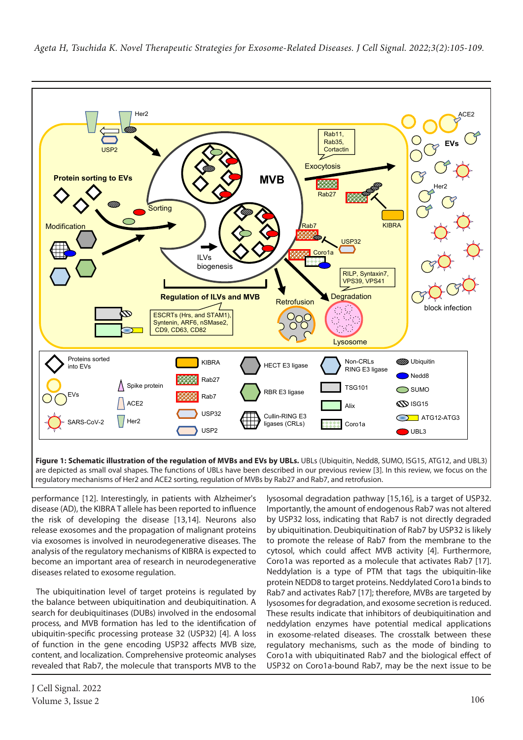**Figure 1: Schematic illustration of the regulation of MVBs and EVs by UBLs.** UBLs (Ubiquitin, Nedd8, SUMO, ISG15, ATG12, and UBL3) are depicted as small oval shapes. The functions of UBLs have been described in our previous review [3]. In this review, we focus on the regulatory mechanisms of Her2 and ACE2 sorting, regulation of MVBs by Rab27 and Rab7, and retrofusion.

performance [12]. Interestingly, in patients with Alzheimer's disease (AD), the KIBRA T allele has been reported to influence the risk of developing the disease [13,14]. Neurons also release exosomes and the propagation of malignant proteins via exosomes is involved in neurodegenerative diseases. The analysis of the regulatory mechanisms of KIBRA is expected to become an important area of research in neurodegenerative diseases related to exosome regulation.

The ubiquitination level of target proteins is regulated by the balance between ubiquitination and deubiquitination. A search for deubiquitinases (DUBs) involved in the endosomal process, and MVB formation has led to the identification of ubiquitin-specific processing protease 32 (USP32) [4]. A loss of function in the gene encoding USP32 affects MVB size, content, and localization. Comprehensive proteomic analyses revealed that Rab7, the molecule that transports MVB to the lysosomal degradation pathway [15,16], is a target of USP32. Importantly, the amount of endogenous Rab7 was not altered by USP32 loss, indicating that Rab7 is not directly degraded by ubiquitination. Deubiquitination of Rab7 by USP32 is likely to promote the release of Rab7 from the membrane to the cytosol, which could affect MVB activity [4]. Furthermore, Coro1a was reported as a molecule that activates Rab7 [17]. Neddylation is a type of PTM that tags the ubiquitin-like protein NEDD8 to target proteins. Neddylated Coro1a binds to Rab7 and activates Rab7 [17]; therefore, MVBs are targeted by lysosomes for degradation, and exosome secretion is reduced. These results indicate that inhibitors of deubiquitination and neddylation enzymes have potential medical applications in exosome-related diseases. The crosstalk between these regulatory mechanisms, such as the mode of binding to Coro1a with ubiquitinated Rab7 and the biological effect of USP32 on Coro1a-bound Rab7, may be the next issue to be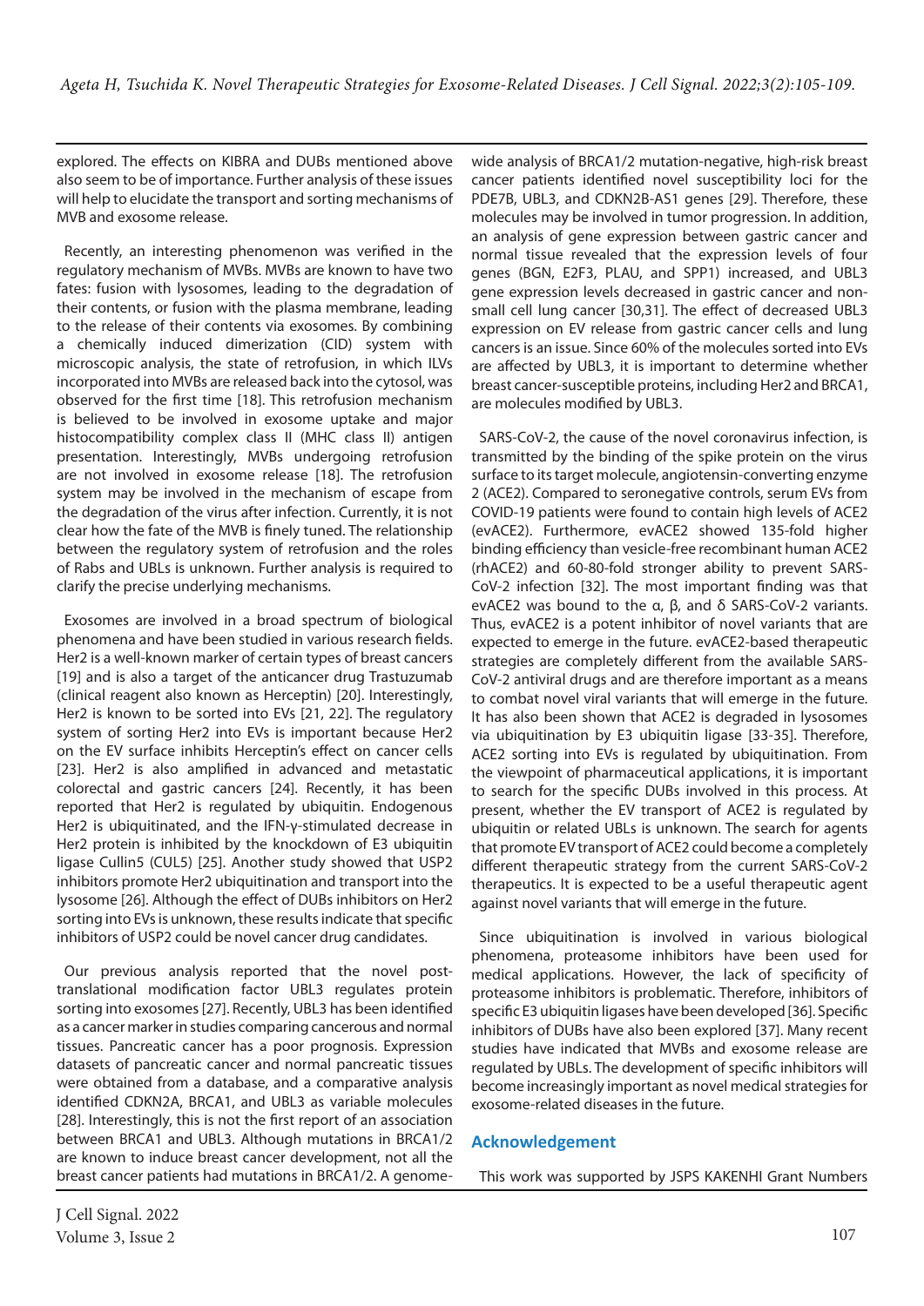explored. The effects on KIBRA and DUBs mentioned above also seem to be of importance. Further analysis of these issues will help to elucidate the transport and sorting mechanisms of MVB and exosome release.

Recently, an interesting phenomenon was verified in the regulatory mechanism of MVBs. MVBs are known to have two fates: fusion with lysosomes, leading to the degradation of their contents, or fusion with the plasma membrane, leading to the release of their contents via exosomes. By combining a chemically induced dimerization (CID) system with microscopic analysis, the state of retrofusion, in which ILVs incorporated into MVBs are released back into the cytosol, was observed for the first time [18]. This retrofusion mechanism is believed to be involved in exosome uptake and major histocompatibility complex class II (MHC class II) antigen presentation. Interestingly, MVBs undergoing retrofusion are not involved in exosome release [18]. The retrofusion system may be involved in the mechanism of escape from the degradation of the virus after infection. Currently, it is not clear how the fate of the MVB is finely tuned. The relationship between the regulatory system of retrofusion and the roles of Rabs and UBLs is unknown. Further analysis is required to clarify the precise underlying mechanisms.

Exosomes are involved in a broad spectrum of biological phenomena and have been studied in various research fields. Her2 is a well-known marker of certain types of breast cancers [19] and is also a target of the anticancer drug Trastuzumab (clinical reagent also known as Herceptin) [20]. Interestingly, Her2 is known to be sorted into EVs [21, 22]. The regulatory system of sorting Her2 into EVs is important because Her2 on the EV surface inhibits Herceptin's effect on cancer cells [23]. Her2 is also amplified in advanced and metastatic colorectal and gastric cancers [24]. Recently, it has been reported that Her2 is regulated by ubiquitin. Endogenous Her2 is ubiquitinated, and the IFN-γ-stimulated decrease in Her2 protein is inhibited by the knockdown of E3 ubiquitin ligase Cullin5 (CUL5) [25]. Another study showed that USP2 inhibitors promote Her2 ubiquitination and transport into the lysosome [26]. Although the effect of DUBs inhibitors on Her2 sorting into EVs is unknown, these results indicate that specific inhibitors of USP2 could be novel cancer drug candidates.

Our previous analysis reported that the novel post-translational modification factor UBL3 regulates protein sorting into exosomes [27]. Recently, UBL3 has been identified as a cancer marker in studies comparing cancerous and normal tissues. Pancreatic cancer has a poor prognosis. Expression datasets of pancreatic cancer and normal pancreatic tissues were obtained from a database, and a comparative analysis identified CDKN2A, BRCA1, and UBL3 as variable molecules [28]. Interestingly, this is not the first report of an association between BRCA1 and UBL3. Although mutations in BRCA1/2 are known to induce breast cancer development, not all the breast cancer patients had mutations in BRCA1/2. A genome-wide analysis of BRCA1/2 mutation-negative, high-risk breast cancer patients identified novel susceptibility loci for the PDE7B, UBL3, and CDKN2B-AS1 genes [29]. Therefore, these molecules may be involved in tumor progression. In addition, an analysis of gene expression between gastric cancer and normal tissue revealed that the expression levels of four genes (BGN, E2F3, PLAU, and SPP1) increased, and UBL3 gene expression levels decreased in gastric cancer and non-small cell lung cancer [30,31]. The effect of decreased UBL3 expression on EV release from gastric cancer cells and lung cancers is an issue. Since 60% of the molecules sorted into EVs are affected by UBL3, it is important to determine whether breast cancer-susceptible proteins, including Her2 and BRCA1, are molecules modified by UBL3.

SARS-CoV-2, the cause of the novel coronavirus infection, is transmitted by the binding of the spike protein on the virus surface to its target molecule, angiotensin-converting enzyme 2 (ACE2). Compared to seronegative controls, serum EVs from COVID-19 patients were found to contain high levels of ACE2 (evACE2). Furthermore, evACE2 showed 135-fold higher binding efficiency than vesicle-free recombinant human ACE2 (rhACE2) and 60-80-fold stronger ability to prevent SARS-CoV-2 infection [32]. The most important finding was that evACE2 was bound to the α, β, and δ SARS-CoV-2 variants. Thus, evACE2 is a potent inhibitor of novel variants that are expected to emerge in the future. evACE2-based therapeutic strategies are completely different from the available SARS-CoV-2 antiviral drugs and are therefore important as a means to combat novel viral variants that will emerge in the future. It has also been shown that ACE2 is degraded in lysosomes via ubiquitination by E3 ubiquitin ligase [33-35]. Therefore, ACE2 sorting into EVs is regulated by ubiquitination. From the viewpoint of pharmaceutical applications, it is important to search for the specific DUBs involved in this process. At present, whether the EV transport of ACE2 is regulated by ubiquitin or related UBLs is unknown. The search for agents that promote EV transport of ACE2 could become a completely different therapeutic strategy from the current SARS-CoV-2 therapeutics. It is expected to be a useful therapeutic agent against novel variants that will emerge in the future.

Since ubiquitination is involved in various biological phenomena, proteasome inhibitors have been used for medical applications. However, the lack of specificity of proteasome inhibitors is problematic. Therefore, inhibitors of specific E3 ubiquitin ligases have been developed [36]. Specific inhibitors of DUBs have also been explored [37]. Many recent studies have indicated that MVBs and exosome release are regulated by UBLs. The development of specific inhibitors will become increasingly important as novel medical strategies for exosome-related diseases in the future.

## Acknowledgement

This work was supported by JSPS KAKENHI Grant Numbers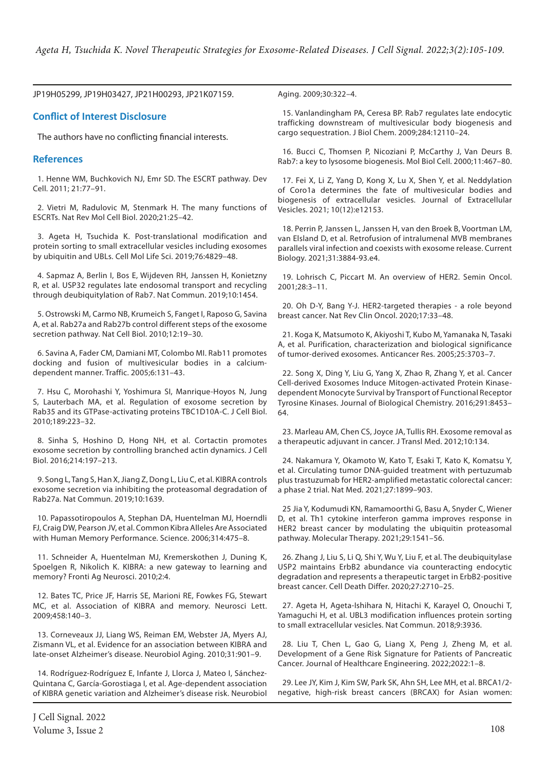JP19H05299, JP19H03427, JP21H00293, JP21K07159.

## Conflict of Interest Disclosure

The authors have no conflicting financial interests.

## References

1. Henne WM, Buchkovich NJ, Emr SD. The ESCRT pathway. Dev Cell. 2011; 21:77–91.

2. Vietri M, Radulovic M, Stenmark H. The many functions of ESCRTs. Nat Rev Mol Cell Biol. 2020;21:25–42.

3. Ageta H, Tsuchida K. Post-translational modification and protein sorting to small extracellular vesicles including exosomes by ubiquitin and UBLs. Cell Mol Life Sci. 2019;76:4829–48.

4. Sapmaz A, Berlin I, Bos E, Wijdeven RH, Janssen H, Konietzny R, et al. USP32 regulates late endosomal transport and recycling through deubiquitylation of Rab7. Nat Commun. 2019;10:1454.

5. Ostrowski M, Carmo NB, Krumeich S, Fanget I, Raposo G, Savina A, et al. Rab27a and Rab27b control different steps of the exosome secretion pathway. Nat Cell Biol. 2010;12:19–30.

6. Savina A, Fader CM, Damiani MT, Colombo MI. Rab11 promotes docking and fusion of multivesicular bodies in a calcium-dependent manner. Traffic. 2005;6:131–43.

7. Hsu C, Morohashi Y, Yoshimura SI, Manrique-Hoyos N, Jung S, Lauterbach MA, et al. Regulation of exosome secretion by Rab35 and its GTPase-activating proteins TBC1D10A-C. J Cell Biol. 2010;189:223–32.

8. Sinha S, Hoshino D, Hong NH, et al. Cortactin promotes exosome secretion by controlling branched actin dynamics. J Cell Biol. 2016;214:197–213.

9. Song L, Tang S, Han X, Jiang Z, Dong L, Liu C, et al. KIBRA controls exosome secretion via inhibiting the proteasomal degradation of Rab27a. Nat Commun. 2019;10:1639.

10. Papassotiropoulos A, Stephan DA, Huentelman MJ, Hoerndli FJ, Craig DW, Pearson JV, et al. Common Kibra Alleles Are Associated with Human Memory Performance. Science. 2006;314:475–8.

11. Schneider A, Huentelman MJ, Kremerskothen J, Duning K, Spoelgen R, Nikolich K. KIBRA: a new gateway to learning and memory? Fronti Ag Neurosci. 2010;2:4.

12. Bates TC, Price JF, Harris SE, Marioni RE, Fowkes FG, Stewart MC, et al. Association of KIBRA and memory. Neurosci Lett. 2009;458:140–3.

13. Corneveaux JJ, Liang WS, Reiman EM, Webster JA, Myers AJ, Zismann VL, et al. Evidence for an association between KIBRA and late-onset Alzheimer's disease. Neurobiol Aging. 2010;31:901–9.

14. Rodríguez-Rodríguez E, Infante J, Llorca J, Mateo I, Sánchez-Quintana C, García-Gorostiaga I, et al. Age-dependent association of KIBRA genetic variation and Alzheimer's disease risk. Neurobiol Aging. 2009;30:322–4.

15. Vanlandingham PA, Ceresa BP. Rab7 regulates late endocytic trafficking downstream of multivesicular body biogenesis and cargo sequestration. J Biol Chem. 2009;284:12110–24.

16. Bucci C, Thomsen P, Nicoziani P, McCarthy J, Van Deurs B. Rab7: a key to lysosome biogenesis. Mol Biol Cell. 2000;11:467–80.

17. Fei X, Li Z, Yang D, Kong X, Lu X, Shen Y, et al. Neddylation of Coro1a determines the fate of multivesicular bodies and biogenesis of extracellular vesicles. Journal of Extracellular Vesicles. 2021; 10(12):e12153.

18. Perrin P, Janssen L, Janssen H, van den Broek B, Voortman LM, van Elsland D, et al. Retrofusion of intralumenal MVB membranes parallels viral infection and coexists with exosome release. Current Biology. 2021;31:3884-93.e4.

19. Lohrisch C, Piccart M. An overview of HER2. Semin Oncol. 2001;28:3–11.

20. Oh D-Y, Bang Y-J. HER2-targeted therapies - a role beyond breast cancer. Nat Rev Clin Oncol. 2020;17:33–48.

21. Koga K, Matsumoto K, Akiyoshi T, Kubo M, Yamanaka N, Tasaki A, et al. Purification, characterization and biological significance of tumor-derived exosomes. Anticancer Res. 2005;25:3703–7.

22. Song X, Ding Y, Liu G, Yang X, Zhao R, Zhang Y, et al. Cancer Cell-derived Exosomes Induce Mitogen-activated Protein Kinase-dependent Monocyte Survival by Transport of Functional Receptor Tyrosine Kinases. Journal of Biological Chemistry. 2016;291:8453–64.

23. Marleau AM, Chen CS, Joyce JA, Tullis RH. Exosome removal as a therapeutic adjuvant in cancer. J Transl Med. 2012;10:134.

24. Nakamura Y, Okamoto W, Kato T, Esaki T, Kato K, Komatsu Y, et al. Circulating tumor DNA-guided treatment with pertuzumab plus trastuzumab for HER2-amplified metastatic colorectal cancer: a phase 2 trial. Nat Med. 2021;27:1899–903.

25 Jia Y, Kodumudi KN, Ramamoorthi G, Basu A, Snyder C, Wiener D, et al. Th1 cytokine interferon gamma improves response in HER2 breast cancer by modulating the ubiquitin proteasomal pathway. Molecular Therapy. 2021;29:1541–56.

26. Zhang J, Liu S, Li Q, Shi Y, Wu Y, Liu F, et al. The deubiquitylase USP2 maintains ErbB2 abundance via counteracting endocytic degradation and represents a therapeutic target in ErbB2-positive breast cancer. Cell Death Differ. 2020;27:2710–25.

27. Ageta H, Ageta-Ishihara N, Hitachi K, Karayel O, Onouchi T, Yamaguchi H, et al. UBL3 modification influences protein sorting to small extracellular vesicles. Nat Commun. 2018;9:3936.

28. Liu T, Chen L, Gao G, Liang X, Peng J, Zheng M, et al. Development of a Gene Risk Signature for Patients of Pancreatic Cancer. Journal of Healthcare Engineering. 2022;2022:1–8.

29. Lee JY, Kim J, Kim SW, Park SK, Ahn SH, Lee MH, et al. BRCA1/2-negative, high-risk breast cancers (BRCAX) for Asian women: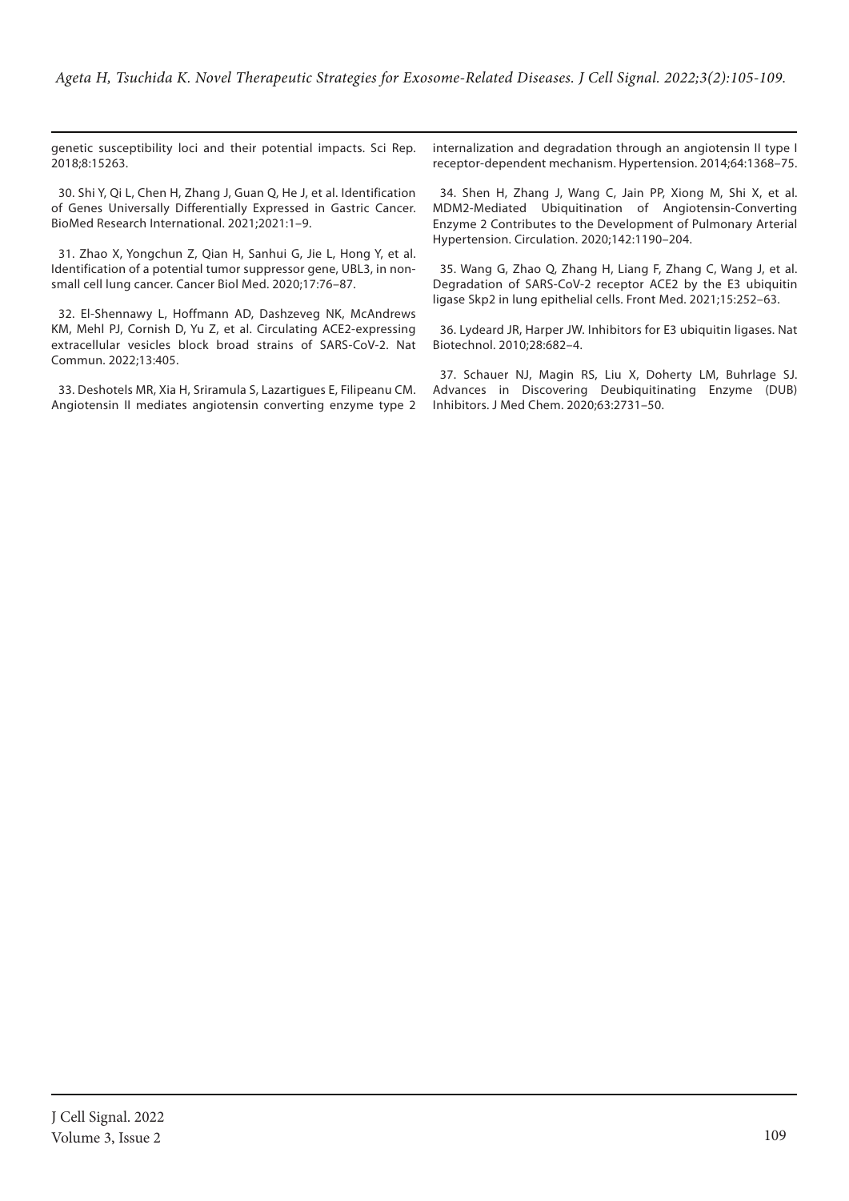genetic susceptibility loci and their potential impacts. Sci Rep. 2018;8:15263.

30. Shi Y, Qi L, Chen H, Zhang J, Guan Q, He J, et al. Identification of Genes Universally Differentially Expressed in Gastric Cancer. BioMed Research International. 2021;2021:1–9.

31. Zhao X, Yongchun Z, Qian H, Sanhui G, Jie L, Hong Y, et al. Identification of a potential tumor suppressor gene, UBL3, in non-small cell lung cancer. Cancer Biol Med. 2020;17:76–87.

32. El-Shennawy L, Hoffmann AD, Dashzeveg NK, McAndrews KM, Mehl PJ, Cornish D, Yu Z, et al. Circulating ACE2-expressing extracellular vesicles block broad strains of SARS-CoV-2. Nat Commun. 2022;13:405.

33. Deshotels MR, Xia H, Sriramula S, Lazartigues E, Filipeanu CM. Angiotensin II mediates angiotensin converting enzyme type 2 internalization and degradation through an angiotensin II type I receptor-dependent mechanism. Hypertension. 2014;64:1368–75.

34. Shen H, Zhang J, Wang C, Jain PP, Xiong M, Shi X, et al. MDM2-Mediated Ubiquitination of Angiotensin-Converting Enzyme 2 Contributes to the Development of Pulmonary Arterial Hypertension. Circulation. 2020;142:1190–204.

35. Wang G, Zhao Q, Zhang H, Liang F, Zhang C, Wang J, et al. Degradation of SARS-CoV-2 receptor ACE2 by the E3 ubiquitin ligase Skp2 in lung epithelial cells. Front Med. 2021;15:252–63.

36. Lydeard JR, Harper JW. Inhibitors for E3 ubiquitin ligases. Nat Biotechnol. 2010;28:682–4.

37. Schauer NJ, Magin RS, Liu X, Doherty LM, Buhrlage SJ. Advances in Discovering Deubiquitinating Enzyme (DUB) Inhibitors. J Med Chem. 2020;63:2731–50.